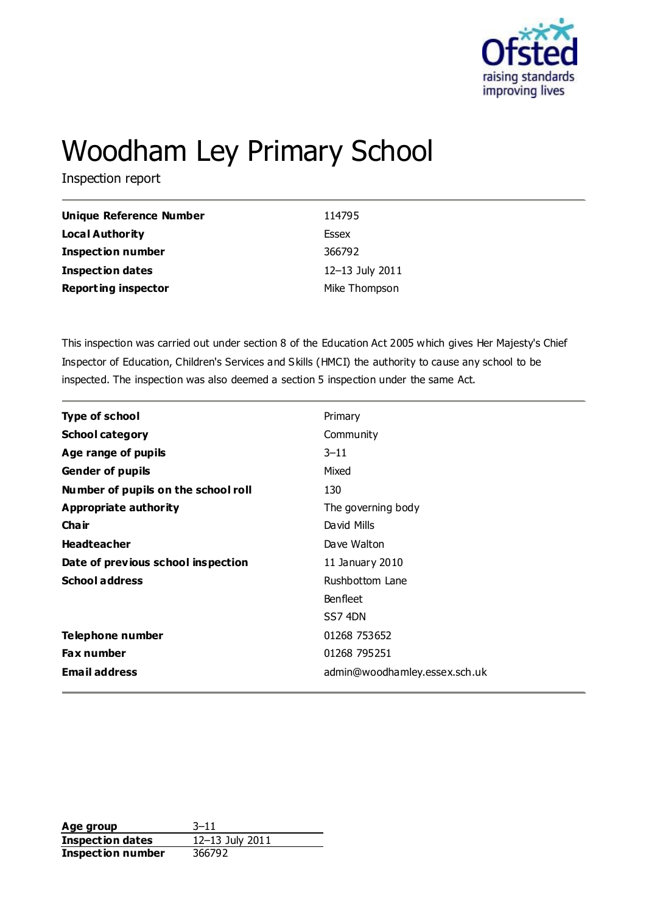# Woodham Ley Primary School

Inspection report

| | |
|---|---|
| **Unique Reference Number** | 114795 |
| **Local Authority** | Essex |
| **Inspection number** | 366792 |
| **Inspection dates** | 12–13 July 2011 |
| **Reporting inspector** | Mike Thompson |

This inspection was carried out under section 8 of the Education Act 2005 which gives Her Majesty's Chief Inspector of Education, Children's Services and Skills (HMCI) the authority to cause any school to be inspected. The inspection was also deemed a section 5 inspection under the same Act.

| | |
|---|---|
| **Type of school** | Primary |
| **School category** | Community |
| **Age range of pupils** | 3–11 |
| **Gender of pupils** | Mixed |
| **Number of pupils on the school roll** | 130 |
| **Appropriate authority** | The governing body |
| **Chair** | David Mills |
| **Headteacher** | Dave Walton |
| **Date of previous school inspection** | 11 January 2010 |
| **School address** | Rushbottom Lane<br>Benfleet<br>SS7 4DN |
| **Telephone number** | 01268 753652 |
| **Fax number** | 01268 795251 |
| **Email address** | admin@woodhamley.essex.sch.uk |

| | |
|---|---|
| **Age group** | 3–11 |
| **Inspection dates** | 12–13 July 2011 |
| **Inspection number** | 366792 |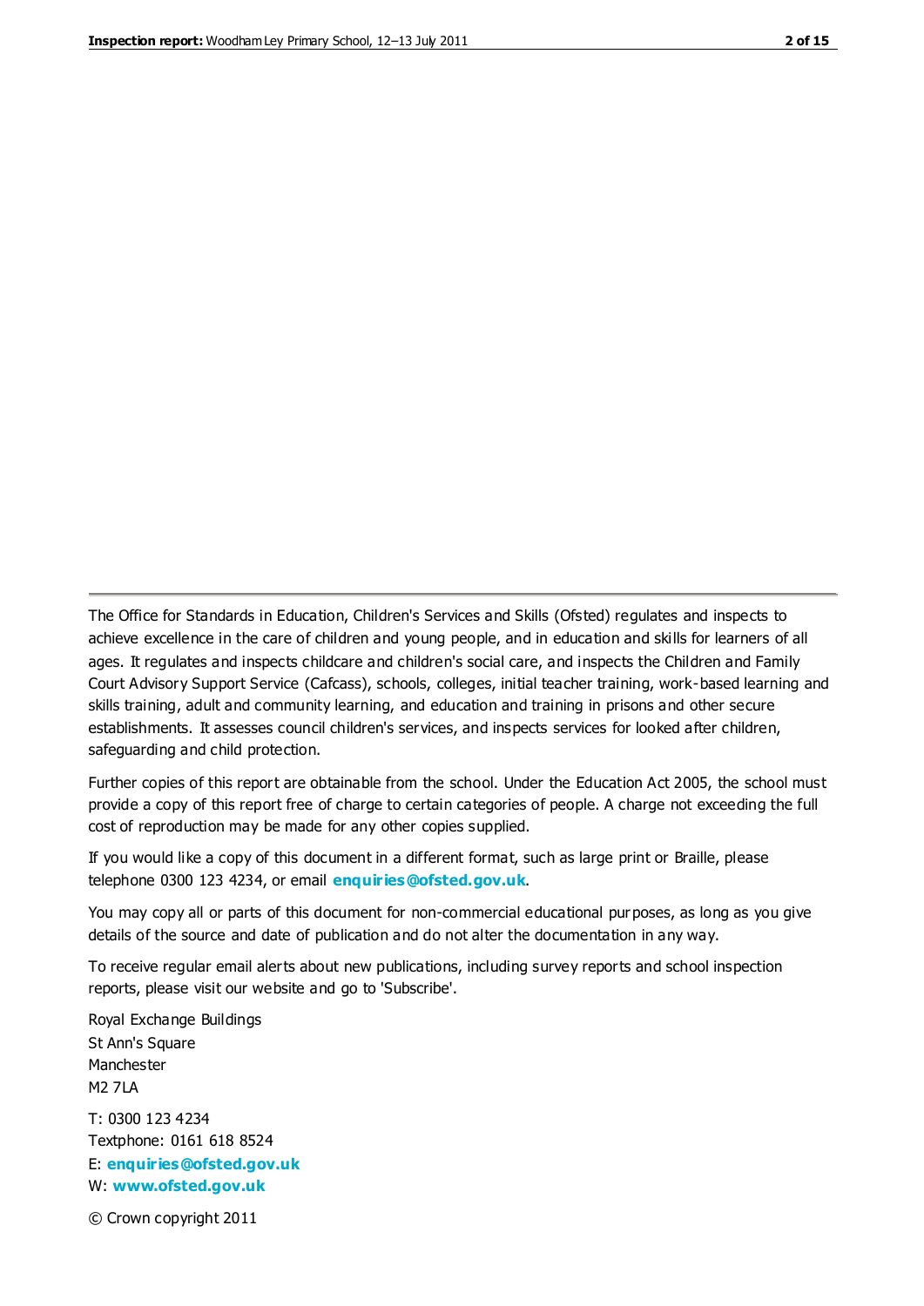The Office for Standards in Education, Children's Services and Skills (Ofsted) regulates and inspects to achieve excellence in the care of children and young people, and in education and skills for learners of all ages. It regulates and inspects childcare and children's social care, and inspects the Children and Family Court Advisory Support Service (Cafcass), schools, colleges, initial teacher training, work-based learning and skills training, adult and community learning, and education and training in prisons and other secure establishments. It assesses council children's services, and inspects services for looked after children, safeguarding and child protection.

Further copies of this report are obtainable from the school. Under the Education Act 2005, the school must provide a copy of this report free of charge to certain categories of people. A charge not exceeding the full cost of reproduction may be made for any other copies supplied.

If you would like a copy of this document in a different format, such as large print or Braille, please telephone 0300 123 4234, or email **enquiries@ofsted.gov.uk**.

You may copy all or parts of this document for non-commercial educational purposes, as long as you give details of the source and date of publication and do not alter the documentation in any way.

To receive regular email alerts about new publications, including survey reports and school inspection reports, please visit our website and go to 'Subscribe'.

Royal Exchange Buildings
St Ann's Square
Manchester
M2 7LA

T: 0300 123 4234
Textphone: 0161 618 8524
E: **enquiries@ofsted.gov.uk**
W: **www.ofsted.gov.uk**

© Crown copyright 2011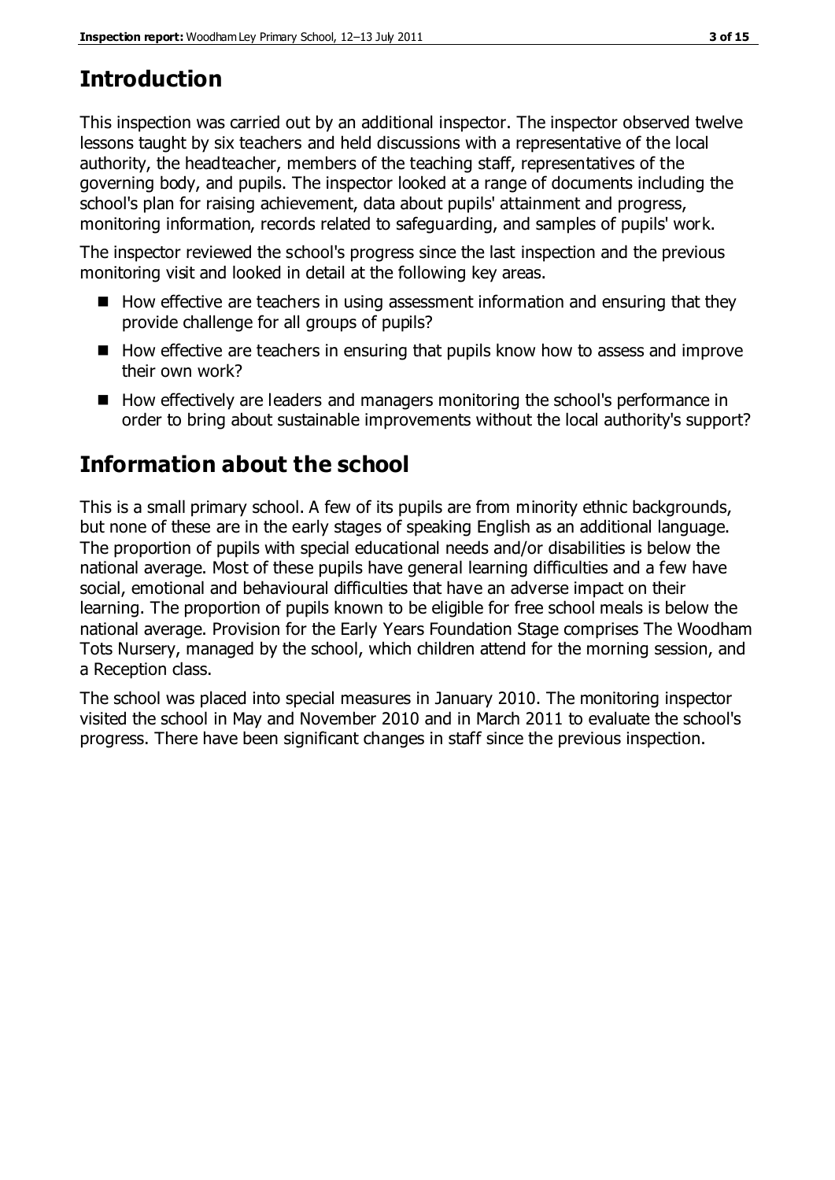## Introduction

This inspection was carried out by an additional inspector. The inspector observed twelve lessons taught by six teachers and held discussions with a representative of the local authority, the headteacher, members of the teaching staff, representatives of the governing body, and pupils. The inspector looked at a range of documents including the school's plan for raising achievement, data about pupils' attainment and progress, monitoring information, records related to safeguarding, and samples of pupils' work.

The inspector reviewed the school's progress since the last inspection and the previous monitoring visit and looked in detail at the following key areas.

- How effective are teachers in using assessment information and ensuring that they provide challenge for all groups of pupils?
- How effective are teachers in ensuring that pupils know how to assess and improve their own work?
- How effectively are leaders and managers monitoring the school's performance in order to bring about sustainable improvements without the local authority's support?

## Information about the school

This is a small primary school. A few of its pupils are from minority ethnic backgrounds, but none of these are in the early stages of speaking English as an additional language. The proportion of pupils with special educational needs and/or disabilities is below the national average. Most of these pupils have general learning difficulties and a few have social, emotional and behavioural difficulties that have an adverse impact on their learning. The proportion of pupils known to be eligible for free school meals is below the national average. Provision for the Early Years Foundation Stage comprises The Woodham Tots Nursery, managed by the school, which children attend for the morning session, and a Reception class.

The school was placed into special measures in January 2010. The monitoring inspector visited the school in May and November 2010 and in March 2011 to evaluate the school's progress. There have been significant changes in staff since the previous inspection.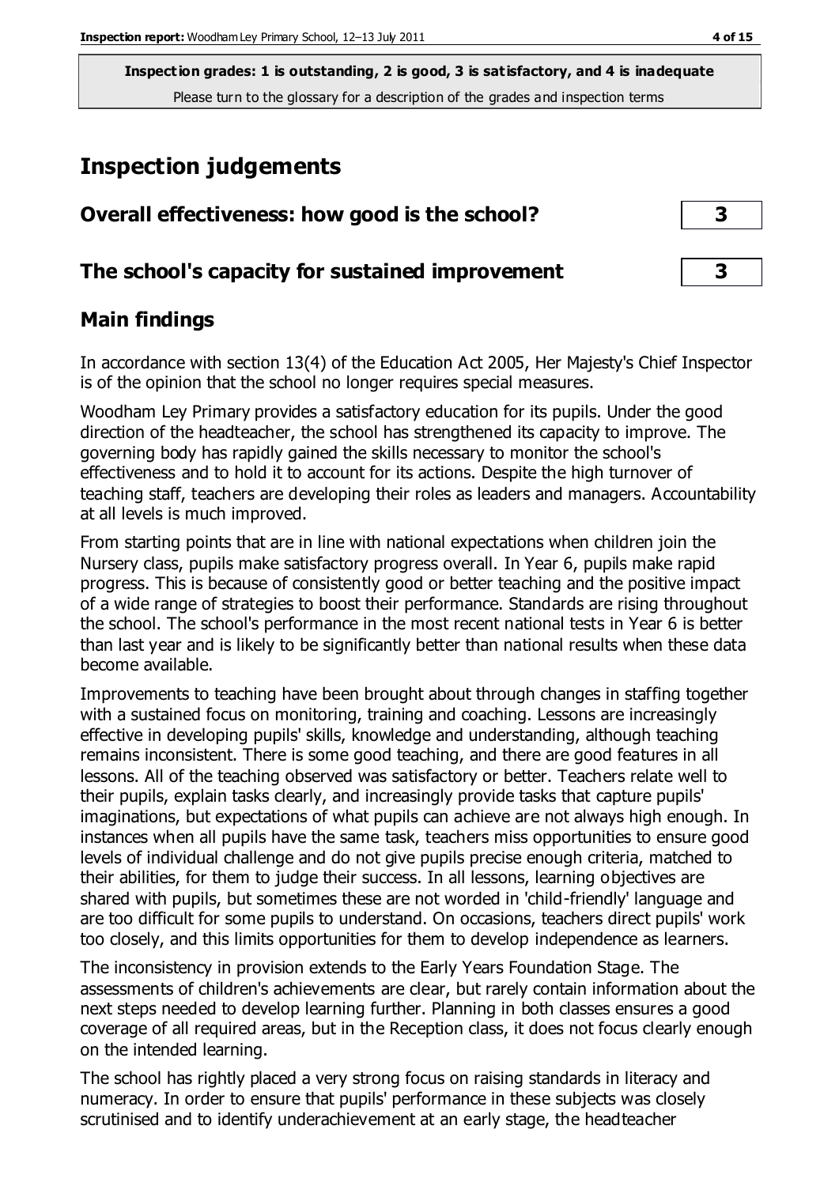**Inspection grades: 1 is outstanding, 2 is good, 3 is satisfactory, and 4 is inadequate**
Please turn to the glossary for a description of the grades and inspection terms

# Inspection judgements

| Overall effectiveness: how good is the school? | 3 |
|---|---|
| **The school's capacity for sustained improvement** | **3** |

## Main findings

In accordance with section 13(4) of the Education Act 2005, Her Majesty's Chief Inspector is of the opinion that the school no longer requires special measures.

Woodham Ley Primary provides a satisfactory education for its pupils. Under the good direction of the headteacher, the school has strengthened its capacity to improve. The governing body has rapidly gained the skills necessary to monitor the school's effectiveness and to hold it to account for its actions. Despite the high turnover of teaching staff, teachers are developing their roles as leaders and managers. Accountability at all levels is much improved.

From starting points that are in line with national expectations when children join the Nursery class, pupils make satisfactory progress overall. In Year 6, pupils make rapid progress. This is because of consistently good or better teaching and the positive impact of a wide range of strategies to boost their performance. Standards are rising throughout the school. The school's performance in the most recent national tests in Year 6 is better than last year and is likely to be significantly better than national results when these data become available.

Improvements to teaching have been brought about through changes in staffing together with a sustained focus on monitoring, training and coaching. Lessons are increasingly effective in developing pupils' skills, knowledge and understanding, although teaching remains inconsistent. There is some good teaching, and there are good features in all lessons. All of the teaching observed was satisfactory or better. Teachers relate well to their pupils, explain tasks clearly, and increasingly provide tasks that capture pupils' imaginations, but expectations of what pupils can achieve are not always high enough. In instances when all pupils have the same task, teachers miss opportunities to ensure good levels of individual challenge and do not give pupils precise enough criteria, matched to their abilities, for them to judge their success. In all lessons, learning objectives are shared with pupils, but sometimes these are not worded in 'child-friendly' language and are too difficult for some pupils to understand. On occasions, teachers direct pupils' work too closely, and this limits opportunities for them to develop independence as learners.

The inconsistency in provision extends to the Early Years Foundation Stage. The assessments of children's achievements are clear, but rarely contain information about the next steps needed to develop learning further. Planning in both classes ensures a good coverage of all required areas, but in the Reception class, it does not focus clearly enough on the intended learning.

The school has rightly placed a very strong focus on raising standards in literacy and numeracy. In order to ensure that pupils' performance in these subjects was closely scrutinised and to identify underachievement at an early stage, the headteacher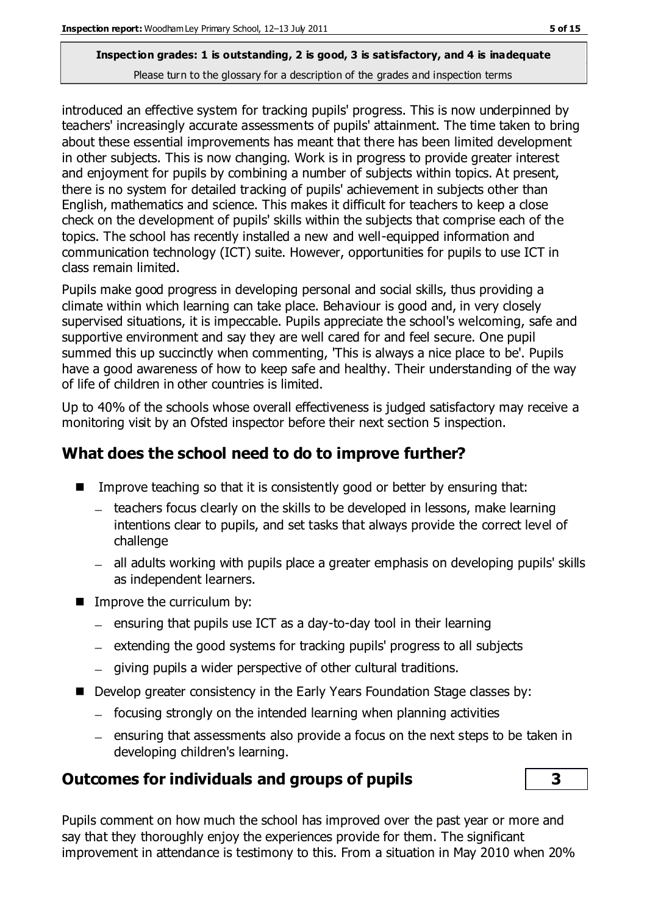introduced an effective system for tracking pupils' progress. This is now underpinned by teachers' increasingly accurate assessments of pupils' attainment. The time taken to bring about these essential improvements has meant that there has been limited development in other subjects. This is now changing. Work is in progress to provide greater interest and enjoyment for pupils by combining a number of subjects within topics. At present, there is no system for detailed tracking of pupils' achievement in subjects other than English, mathematics and science. This makes it difficult for teachers to keep a close check on the development of pupils' skills within the subjects that comprise each of the topics. The school has recently installed a new and well-equipped information and communication technology (ICT) suite. However, opportunities for pupils to use ICT in class remain limited.

Pupils make good progress in developing personal and social skills, thus providing a climate within which learning can take place. Behaviour is good and, in very closely supervised situations, it is impeccable. Pupils appreciate the school's welcoming, safe and supportive environment and say they are well cared for and feel secure. One pupil summed this up succinctly when commenting, 'This is always a nice place to be'. Pupils have a good awareness of how to keep safe and healthy. Their understanding of the way of life of children in other countries is limited.

Up to 40% of the schools whose overall effectiveness is judged satisfactory may receive a monitoring visit by an Ofsted inspector before their next section 5 inspection.

## What does the school need to do to improve further?

- Improve teaching so that it is consistently good or better by ensuring that:
  - teachers focus clearly on the skills to be developed in lessons, make learning intentions clear to pupils, and set tasks that always provide the correct level of challenge
  - all adults working with pupils place a greater emphasis on developing pupils' skills as independent learners.
- Improve the curriculum by:
  - ensuring that pupils use ICT as a day-to-day tool in their learning
  - extending the good systems for tracking pupils' progress to all subjects
  - giving pupils a wider perspective of other cultural traditions.
- Develop greater consistency in the Early Years Foundation Stage classes by:
  - focusing strongly on the intended learning when planning activities
  - ensuring that assessments also provide a focus on the next steps to be taken in developing children's learning.

## Outcomes for individuals and groups of pupils **3**

Pupils comment on how much the school has improved over the past year or more and say that they thoroughly enjoy the experiences provide for them. The significant improvement in attendance is testimony to this. From a situation in May 2010 when 20%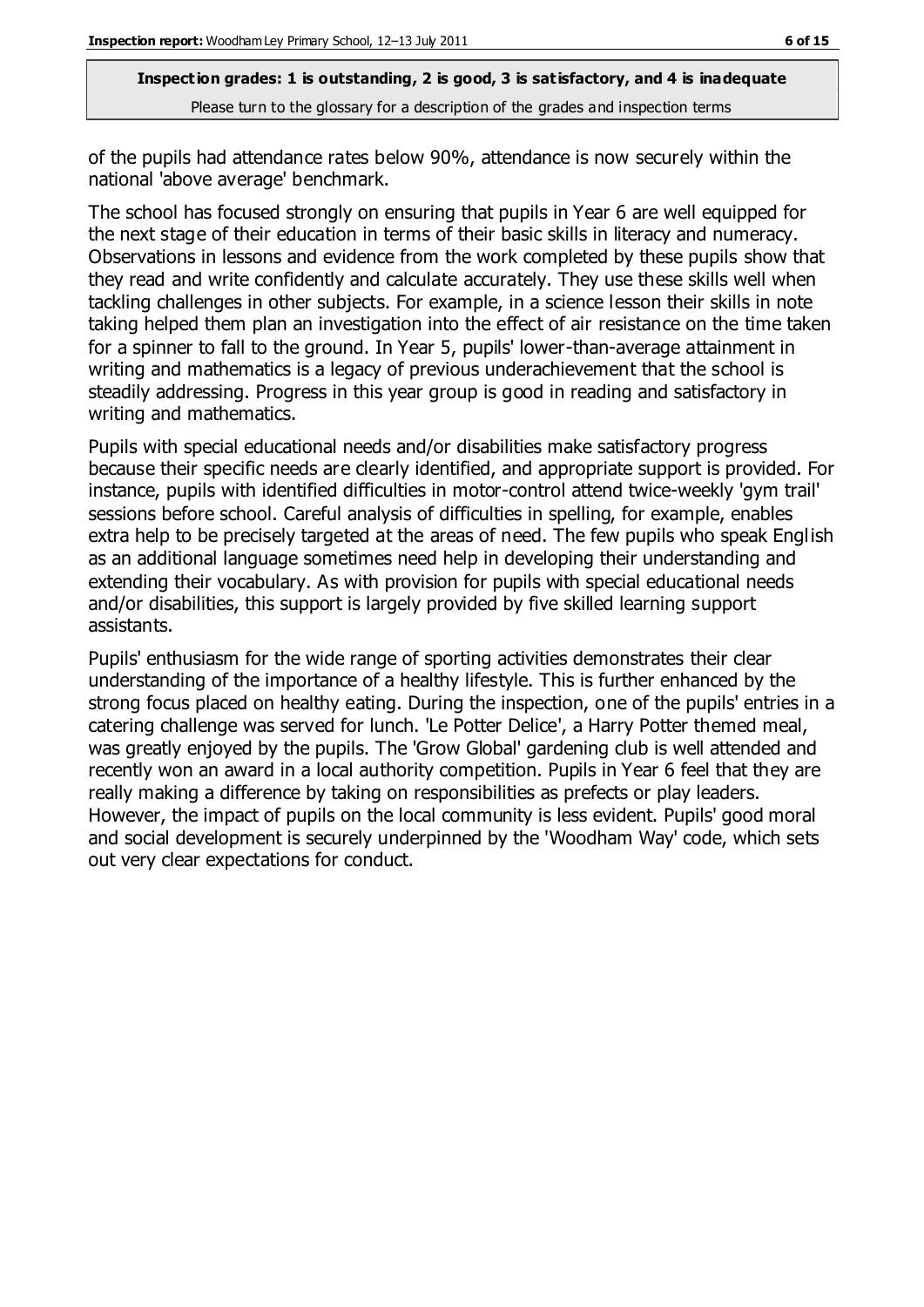of the pupils had attendance rates below 90%, attendance is now securely within the national 'above average' benchmark.

The school has focused strongly on ensuring that pupils in Year 6 are well equipped for the next stage of their education in terms of their basic skills in literacy and numeracy. Observations in lessons and evidence from the work completed by these pupils show that they read and write confidently and calculate accurately. They use these skills well when tackling challenges in other subjects. For example, in a science lesson their skills in note taking helped them plan an investigation into the effect of air resistance on the time taken for a spinner to fall to the ground. In Year 5, pupils' lower-than-average attainment in writing and mathematics is a legacy of previous underachievement that the school is steadily addressing. Progress in this year group is good in reading and satisfactory in writing and mathematics.

Pupils with special educational needs and/or disabilities make satisfactory progress because their specific needs are clearly identified, and appropriate support is provided. For instance, pupils with identified difficulties in motor-control attend twice-weekly 'gym trail' sessions before school. Careful analysis of difficulties in spelling, for example, enables extra help to be precisely targeted at the areas of need. The few pupils who speak English as an additional language sometimes need help in developing their understanding and extending their vocabulary. As with provision for pupils with special educational needs and/or disabilities, this support is largely provided by five skilled learning support assistants.

Pupils' enthusiasm for the wide range of sporting activities demonstrates their clear understanding of the importance of a healthy lifestyle. This is further enhanced by the strong focus placed on healthy eating. During the inspection, one of the pupils' entries in a catering challenge was served for lunch. 'Le Potter Delice', a Harry Potter themed meal, was greatly enjoyed by the pupils. The 'Grow Global' gardening club is well attended and recently won an award in a local authority competition. Pupils in Year 6 feel that they are really making a difference by taking on responsibilities as prefects or play leaders. However, the impact of pupils on the local community is less evident. Pupils' good moral and social development is securely underpinned by the 'Woodham Way' code, which sets out very clear expectations for conduct.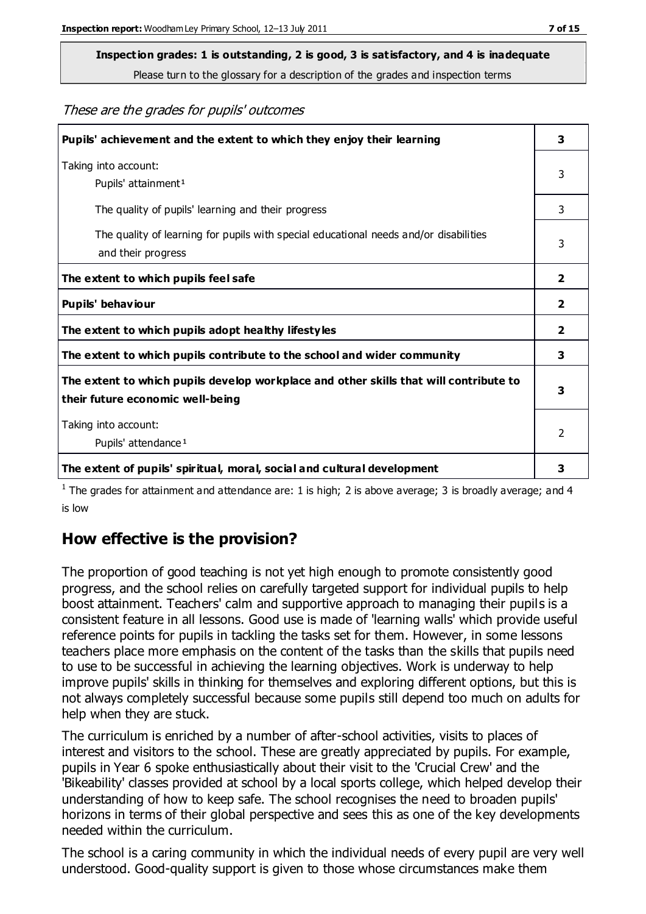**Inspection grades: 1 is outstanding, 2 is good, 3 is satisfactory, and 4 is inadequate**
Please turn to the glossary for a description of the grades and inspection terms

*These are the grades for pupils' outcomes*

| | |
|---|---|
| **Pupils' achievement and the extent to which they enjoy their learning** | **3** |
| Taking into account: Pupils' attainment[1] | 3 |
| The quality of pupils' learning and their progress | 3 |
| The quality of learning for pupils with special educational needs and/or disabilities and their progress | 3 |
| **The extent to which pupils feel safe** | **2** |
| **Pupils' behaviour** | **2** |
| **The extent to which pupils adopt healthy lifestyles** | **2** |
| **The extent to which pupils contribute to the school and wider community** | **3** |
| **The extent to which pupils develop workplace and other skills that will contribute to their future economic well-being** | **3** |
| Taking into account: Pupils' attendance[1] | 2 |
| **The extent of pupils' spiritual, moral, social and cultural development** | **3** |

[1] The grades for attainment and attendance are: 1 is high; 2 is above average; 3 is broadly average; and 4 is low

## How effective is the provision?

The proportion of good teaching is not yet high enough to promote consistently good progress, and the school relies on carefully targeted support for individual pupils to help boost attainment. Teachers' calm and supportive approach to managing their pupils is a consistent feature in all lessons. Good use is made of 'learning walls' which provide useful reference points for pupils in tackling the tasks set for them. However, in some lessons teachers place more emphasis on the content of the tasks than the skills that pupils need to use to be successful in achieving the learning objectives. Work is underway to help improve pupils' skills in thinking for themselves and exploring different options, but this is not always completely successful because some pupils still depend too much on adults for help when they are stuck.

The curriculum is enriched by a number of after-school activities, visits to places of interest and visitors to the school. These are greatly appreciated by pupils. For example, pupils in Year 6 spoke enthusiastically about their visit to the 'Crucial Crew' and the 'Bikeability' classes provided at school by a local sports college, which helped develop their understanding of how to keep safe. The school recognises the need to broaden pupils' horizons in terms of their global perspective and sees this as one of the key developments needed within the curriculum.

The school is a caring community in which the individual needs of every pupil are very well understood. Good-quality support is given to those whose circumstances make them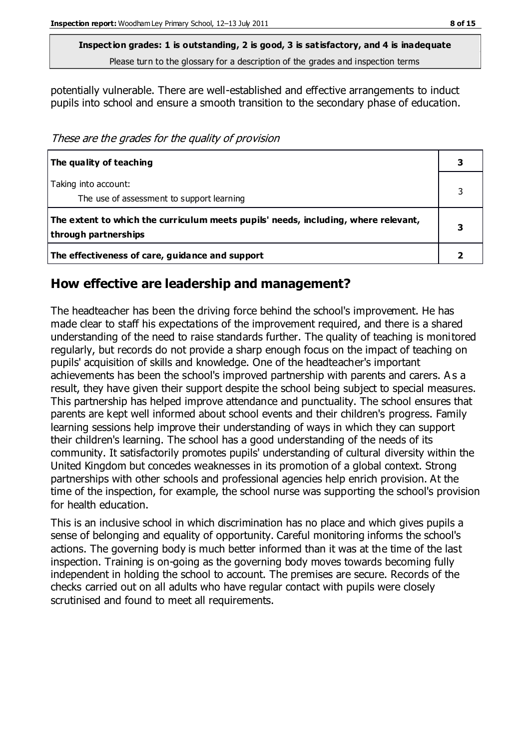**Inspection grades: 1 is outstanding, 2 is good, 3 is satisfactory, and 4 is inadequate**
Please turn to the glossary for a description of the grades and inspection terms

potentially vulnerable. There are well-established and effective arrangements to induct pupils into school and ensure a smooth transition to the secondary phase of education.

*These are the grades for the quality of provision*

| | |
|---|---|
| **The quality of teaching** | **3** |
| Taking into account:<br>The use of assessment to support learning | 3 |
| **The extent to which the curriculum meets pupils' needs, including, where relevant, through partnerships** | **3** |
| **The effectiveness of care, guidance and support** | **2** |

## How effective are leadership and management?

The headteacher has been the driving force behind the school's improvement. He has made clear to staff his expectations of the improvement required, and there is a shared understanding of the need to raise standards further. The quality of teaching is monitored regularly, but records do not provide a sharp enough focus on the impact of teaching on pupils' acquisition of skills and knowledge. One of the headteacher's important achievements has been the school's improved partnership with parents and carers. As a result, they have given their support despite the school being subject to special measures. This partnership has helped improve attendance and punctuality. The school ensures that parents are kept well informed about school events and their children's progress. Family learning sessions help improve their understanding of ways in which they can support their children's learning. The school has a good understanding of the needs of its community. It satisfactorily promotes pupils' understanding of cultural diversity within the United Kingdom but concedes weaknesses in its promotion of a global context. Strong partnerships with other schools and professional agencies help enrich provision. At the time of the inspection, for example, the school nurse was supporting the school's provision for health education.

This is an inclusive school in which discrimination has no place and which gives pupils a sense of belonging and equality of opportunity. Careful monitoring informs the school's actions. The governing body is much better informed than it was at the time of the last inspection. Training is on-going as the governing body moves towards becoming fully independent in holding the school to account. The premises are secure. Records of the checks carried out on all adults who have regular contact with pupils were closely scrutinised and found to meet all requirements.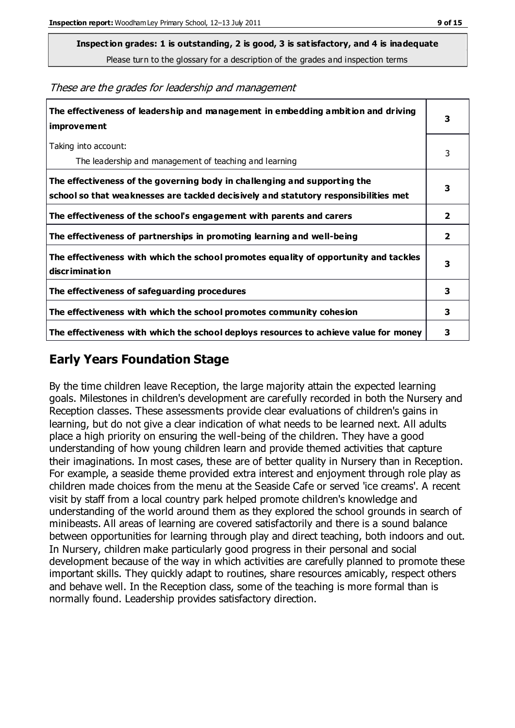**Inspection grades: 1 is outstanding, 2 is good, 3 is satisfactory, and 4 is inadequate**
Please turn to the glossary for a description of the grades and inspection terms

*These are the grades for leadership and management*

| | |
|---|---|
| **The effectiveness of leadership and management in embedding ambition and driving improvement** | **3** |
| Taking into account:<br>The leadership and management of teaching and learning | 3 |
| **The effectiveness of the governing body in challenging and supporting the school so that weaknesses are tackled decisively and statutory responsibilities met** | **3** |
| **The effectiveness of the school's engagement with parents and carers** | **2** |
| **The effectiveness of partnerships in promoting learning and well-being** | **2** |
| **The effectiveness with which the school promotes equality of opportunity and tackles discrimination** | **3** |
| **The effectiveness of safeguarding procedures** | **3** |
| **The effectiveness with which the school promotes community cohesion** | **3** |
| **The effectiveness with which the school deploys resources to achieve value for money** | **3** |

## Early Years Foundation Stage

By the time children leave Reception, the large majority attain the expected learning goals. Milestones in children's development are carefully recorded in both the Nursery and Reception classes. These assessments provide clear evaluations of children's gains in learning, but do not give a clear indication of what needs to be learned next. All adults place a high priority on ensuring the well-being of the children. They have a good understanding of how young children learn and provide themed activities that capture their imaginations. In most cases, these are of better quality in Nursery than in Reception. For example, a seaside theme provided extra interest and enjoyment through role play as children made choices from the menu at the Seaside Cafe or served 'ice creams'. A recent visit by staff from a local country park helped promote children's knowledge and understanding of the world around them as they explored the school grounds in search of minibeasts. All areas of learning are covered satisfactorily and there is a sound balance between opportunities for learning through play and direct teaching, both indoors and out. In Nursery, children make particularly good progress in their personal and social development because of the way in which activities are carefully planned to promote these important skills. They quickly adapt to routines, share resources amicably, respect others and behave well. In the Reception class, some of the teaching is more formal than is normally found. Leadership provides satisfactory direction.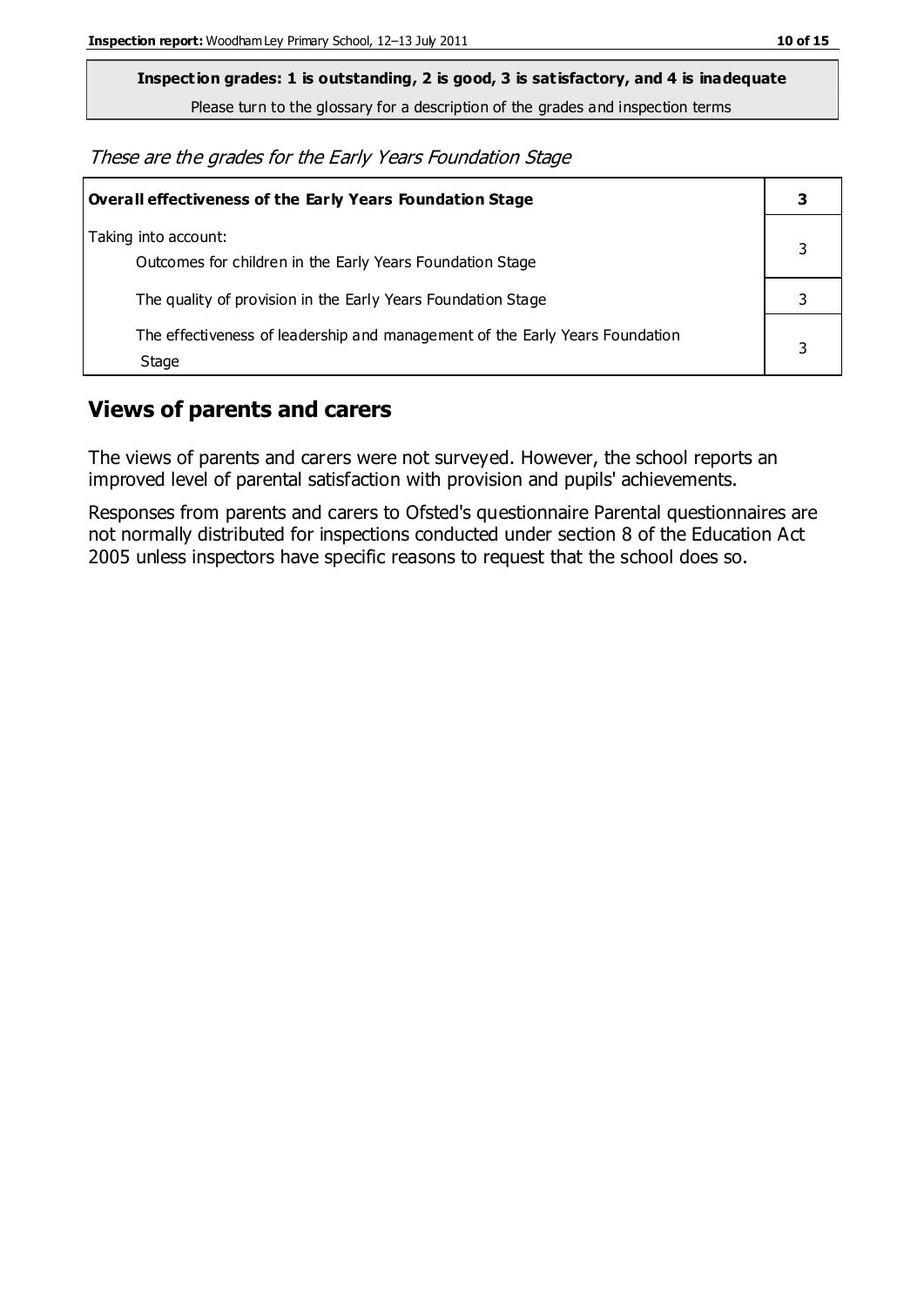**Inspection grades: 1 is outstanding, 2 is good, 3 is satisfactory, and 4 is inadequate**

Please turn to the glossary for a description of the grades and inspection terms

*These are the grades for the Early Years Foundation Stage*

| **Overall effectiveness of the Early Years Foundation Stage** | **3** |
|---|---|
| Taking into account: Outcomes for children in the Early Years Foundation Stage | 3 |
| The quality of provision in the Early Years Foundation Stage | 3 |
| The effectiveness of leadership and management of the Early Years Foundation Stage | 3 |

## Views of parents and carers

The views of parents and carers were not surveyed. However, the school reports an improved level of parental satisfaction with provision and pupils' achievements.

Responses from parents and carers to Ofsted's questionnaire Parental questionnaires are not normally distributed for inspections conducted under section 8 of the Education Act 2005 unless inspectors have specific reasons to request that the school does so.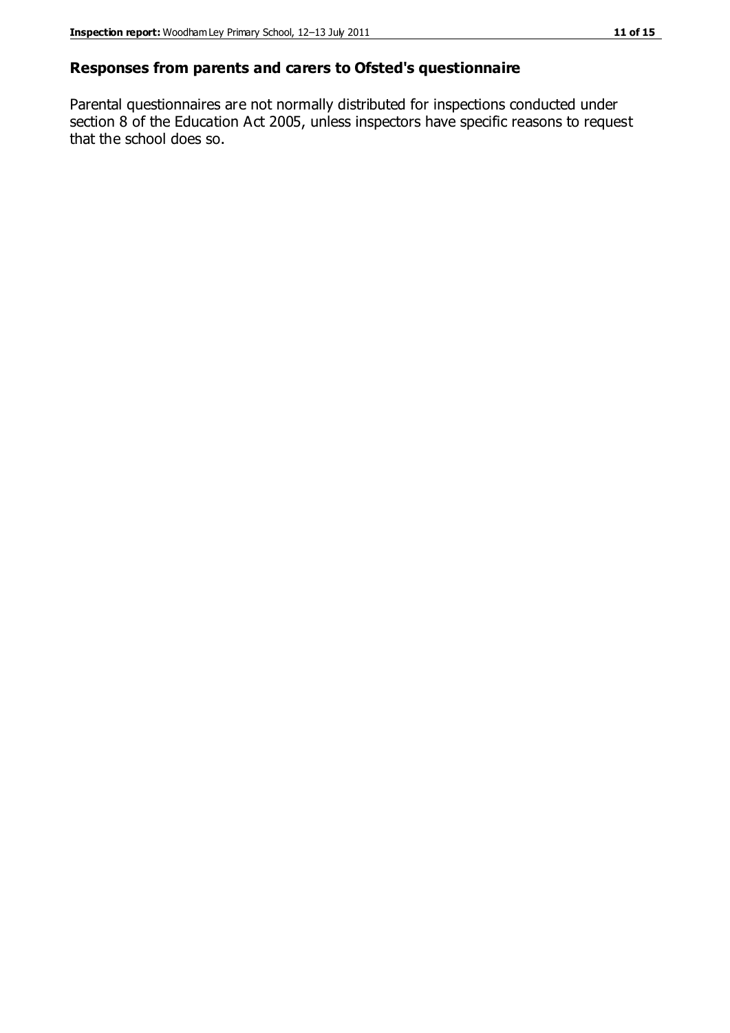## Responses from parents and carers to Ofsted's questionnaire

Parental questionnaires are not normally distributed for inspections conducted under section 8 of the Education Act 2005, unless inspectors have specific reasons to request that the school does so.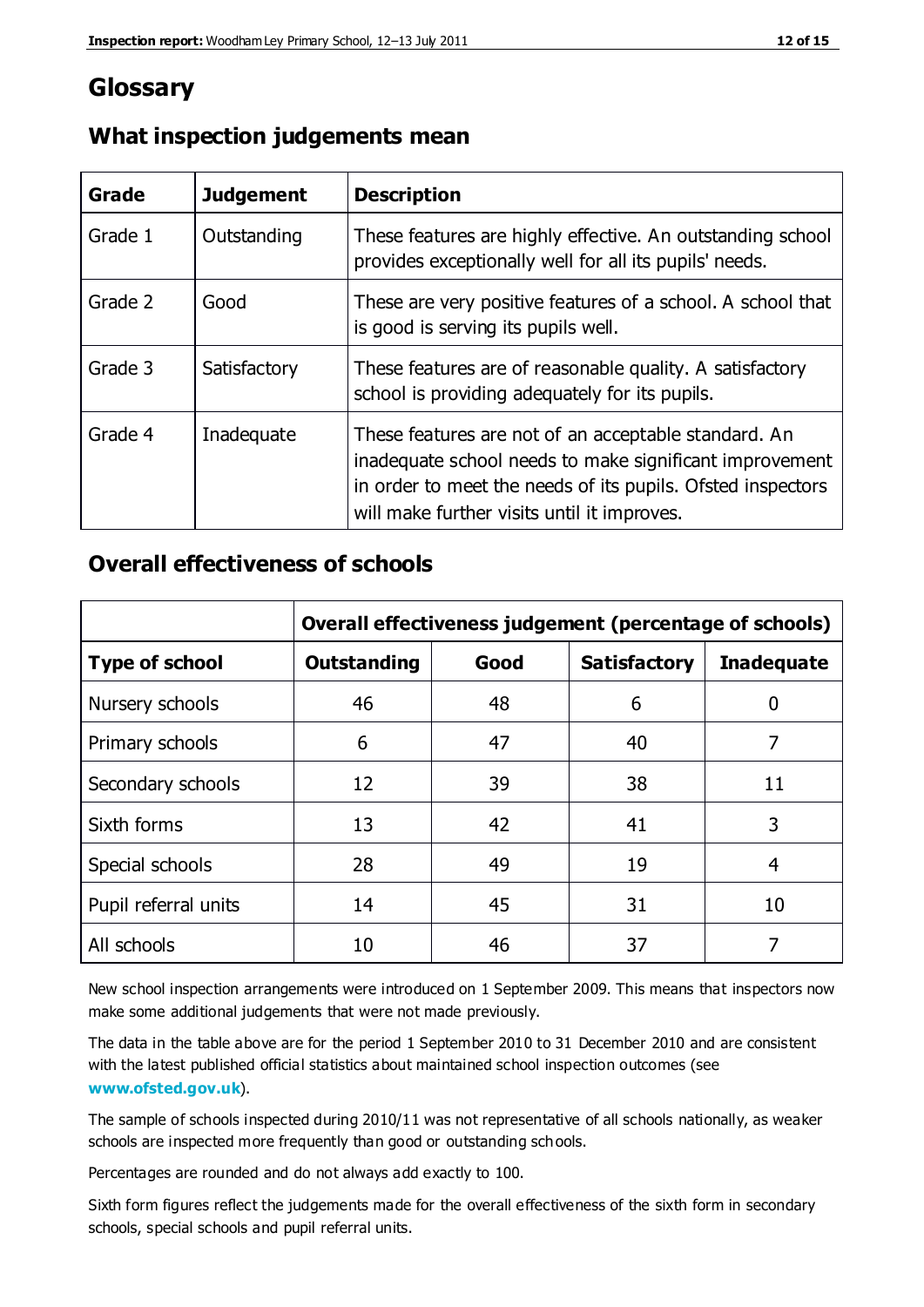# Glossary

## What inspection judgements mean

| Grade | Judgement | Description |
|---|---|---|
| Grade 1 | Outstanding | These features are highly effective. An outstanding school provides exceptionally well for all its pupils' needs. |
| Grade 2 | Good | These are very positive features of a school. A school that is good is serving its pupils well. |
| Grade 3 | Satisfactory | These features are of reasonable quality. A satisfactory school is providing adequately for its pupils. |
| Grade 4 | Inadequate | These features are not of an acceptable standard. An inadequate school needs to make significant improvement in order to meet the needs of its pupils. Ofsted inspectors will make further visits until it improves. |

## Overall effectiveness of schools

| | Overall effectiveness judgement (percentage of schools) | | | |
|---|---|---|---|---|
| **Type of school** | **Outstanding** | **Good** | **Satisfactory** | **Inadequate** |
| Nursery schools | 46 | 48 | 6 | 0 |
| Primary schools | 6 | 47 | 40 | 7 |
| Secondary schools | 12 | 39 | 38 | 11 |
| Sixth forms | 13 | 42 | 41 | 3 |
| Special schools | 28 | 49 | 19 | 4 |
| Pupil referral units | 14 | 45 | 31 | 10 |
| All schools | 10 | 46 | 37 | 7 |

New school inspection arrangements were introduced on 1 September 2009. This means that inspectors now make some additional judgements that were not made previously.

The data in the table above are for the period 1 September 2010 to 31 December 2010 and are consistent with the latest published official statistics about maintained school inspection outcomes (see **www.ofsted.gov.uk**).

The sample of schools inspected during 2010/11 was not representative of all schools nationally, as weaker schools are inspected more frequently than good or outstanding schools.

Percentages are rounded and do not always add exactly to 100.

Sixth form figures reflect the judgements made for the overall effectiveness of the sixth form in secondary schools, special schools and pupil referral units.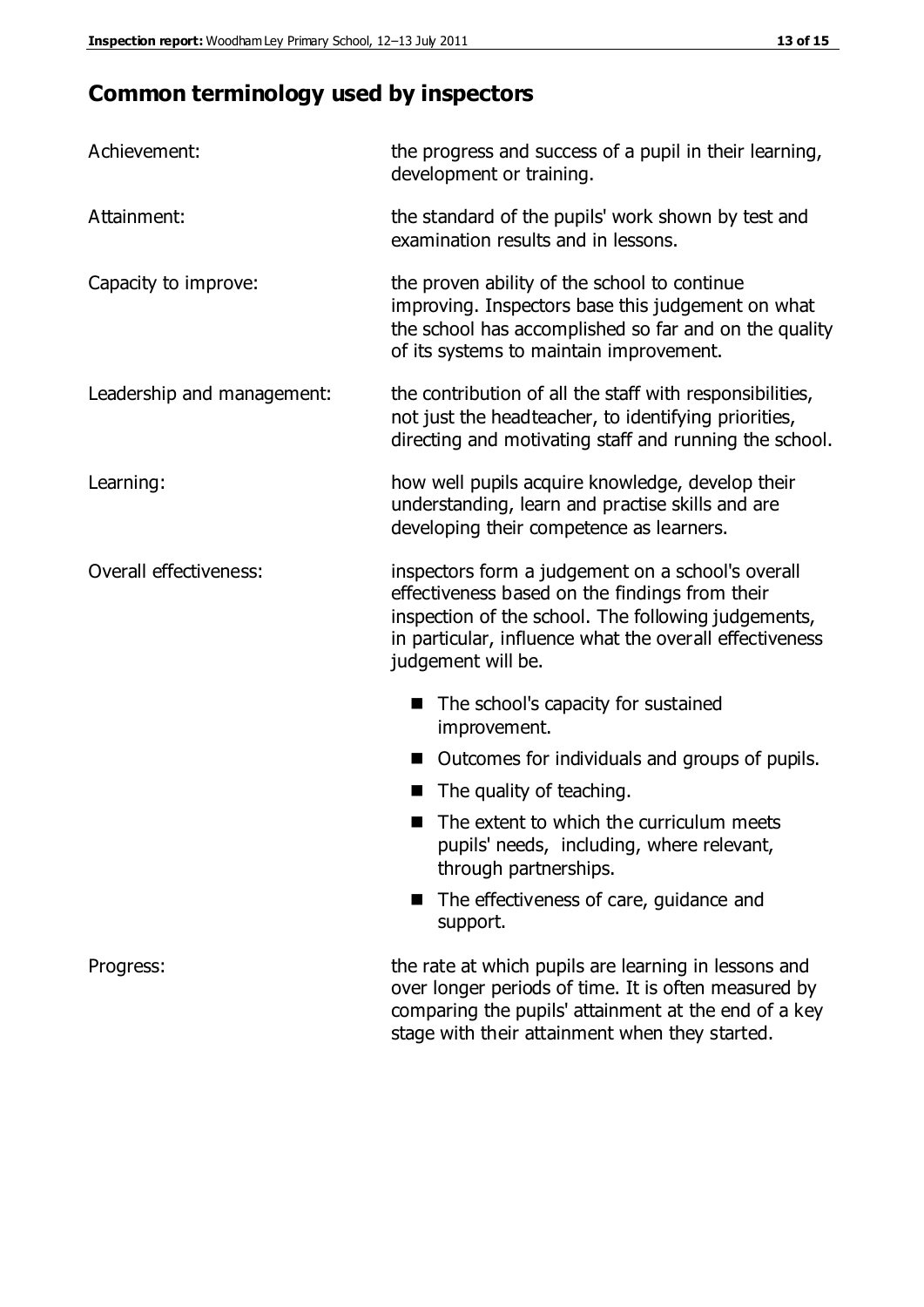## Common terminology used by inspectors

| | |
|---|---|
| Achievement: | the progress and success of a pupil in their learning, development or training. |
| Attainment: | the standard of the pupils' work shown by test and examination results and in lessons. |
| Capacity to improve: | the proven ability of the school to continue improving. Inspectors base this judgement on what the school has accomplished so far and on the quality of its systems to maintain improvement. |
| Leadership and management: | the contribution of all the staff with responsibilities, not just the headteacher, to identifying priorities, directing and motivating staff and running the school. |
| Learning: | how well pupils acquire knowledge, develop their understanding, learn and practise skills and are developing their competence as learners. |
| Overall effectiveness: | inspectors form a judgement on a school's overall effectiveness based on the findings from their inspection of the school. The following judgements, in particular, influence what the overall effectiveness judgement will be. |

- The school's capacity for sustained improvement.
- Outcomes for individuals and groups of pupils.
- The quality of teaching.
- The extent to which the curriculum meets pupils' needs, including, where relevant, through partnerships.
- The effectiveness of care, guidance and support.

| | |
|---|---|
| Progress: | the rate at which pupils are learning in lessons and over longer periods of time. It is often measured by comparing the pupils' attainment at the end of a key stage with their attainment when they started. |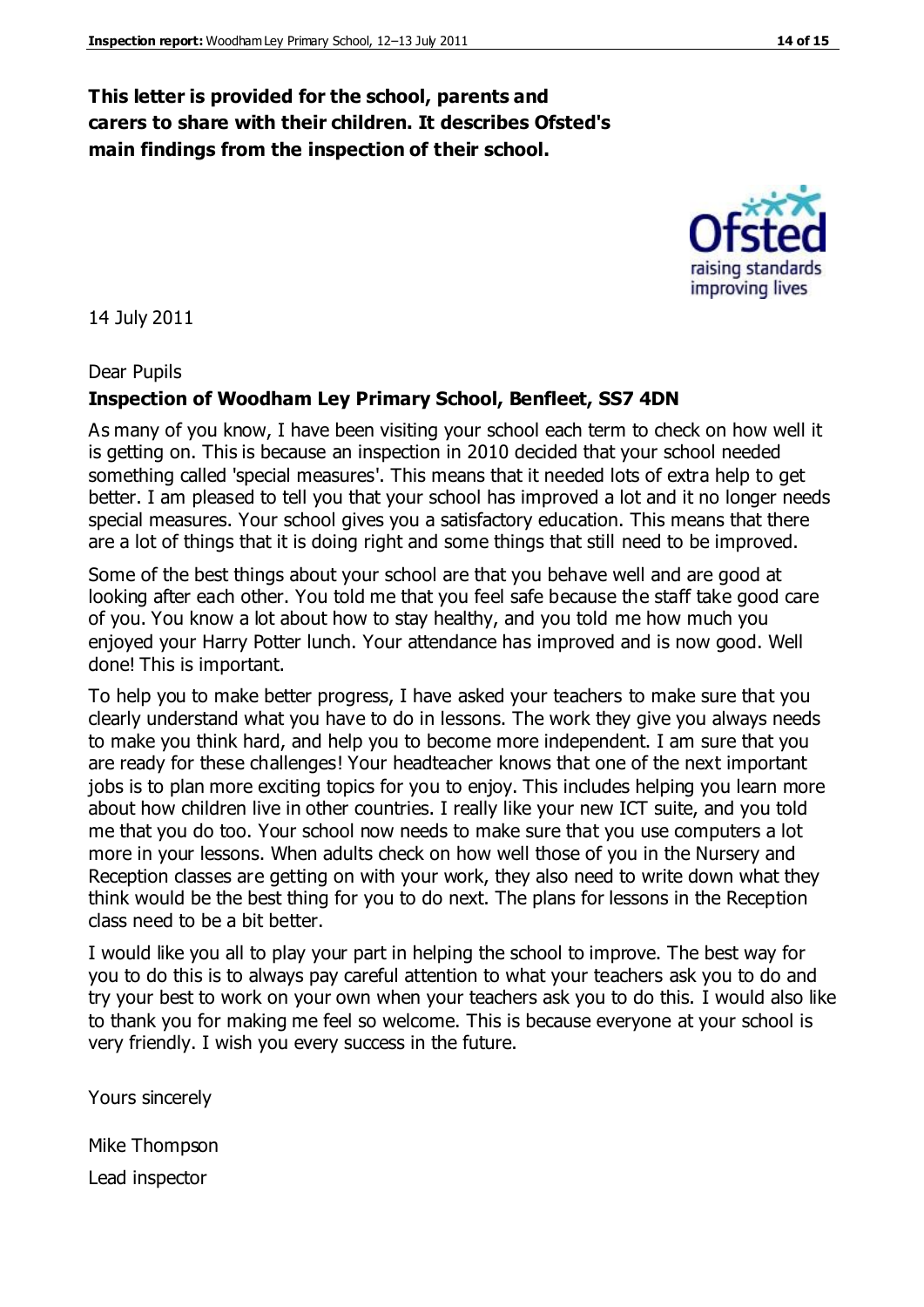**This letter is provided for the school, parents and carers to share with their children. It describes Ofsted's main findings from the inspection of their school.**

14 July 2011

Dear Pupils

**Inspection of Woodham Ley Primary School, Benfleet, SS7 4DN**

As many of you know, I have been visiting your school each term to check on how well it is getting on. This is because an inspection in 2010 decided that your school needed something called 'special measures'. This means that it needed lots of extra help to get better. I am pleased to tell you that your school has improved a lot and it no longer needs special measures. Your school gives you a satisfactory education. This means that there are a lot of things that it is doing right and some things that still need to be improved.

Some of the best things about your school are that you behave well and are good at looking after each other. You told me that you feel safe because the staff take good care of you. You know a lot about how to stay healthy, and you told me how much you enjoyed your Harry Potter lunch. Your attendance has improved and is now good. Well done! This is important.

To help you to make better progress, I have asked your teachers to make sure that you clearly understand what you have to do in lessons. The work they give you always needs to make you think hard, and help you to become more independent. I am sure that you are ready for these challenges! Your headteacher knows that one of the next important jobs is to plan more exciting topics for you to enjoy. This includes helping you learn more about how children live in other countries. I really like your new ICT suite, and you told me that you do too. Your school now needs to make sure that you use computers a lot more in your lessons. When adults check on how well those of you in the Nursery and Reception classes are getting on with your work, they also need to write down what they think would be the best thing for you to do next. The plans for lessons in the Reception class need to be a bit better.

I would like you all to play your part in helping the school to improve. The best way for you to do this is to always pay careful attention to what your teachers ask you to do and try your best to work on your own when your teachers ask you to do this. I would also like to thank you for making me feel so welcome. This is because everyone at your school is very friendly. I wish you every success in the future.

Yours sincerely

Mike Thompson

Lead inspector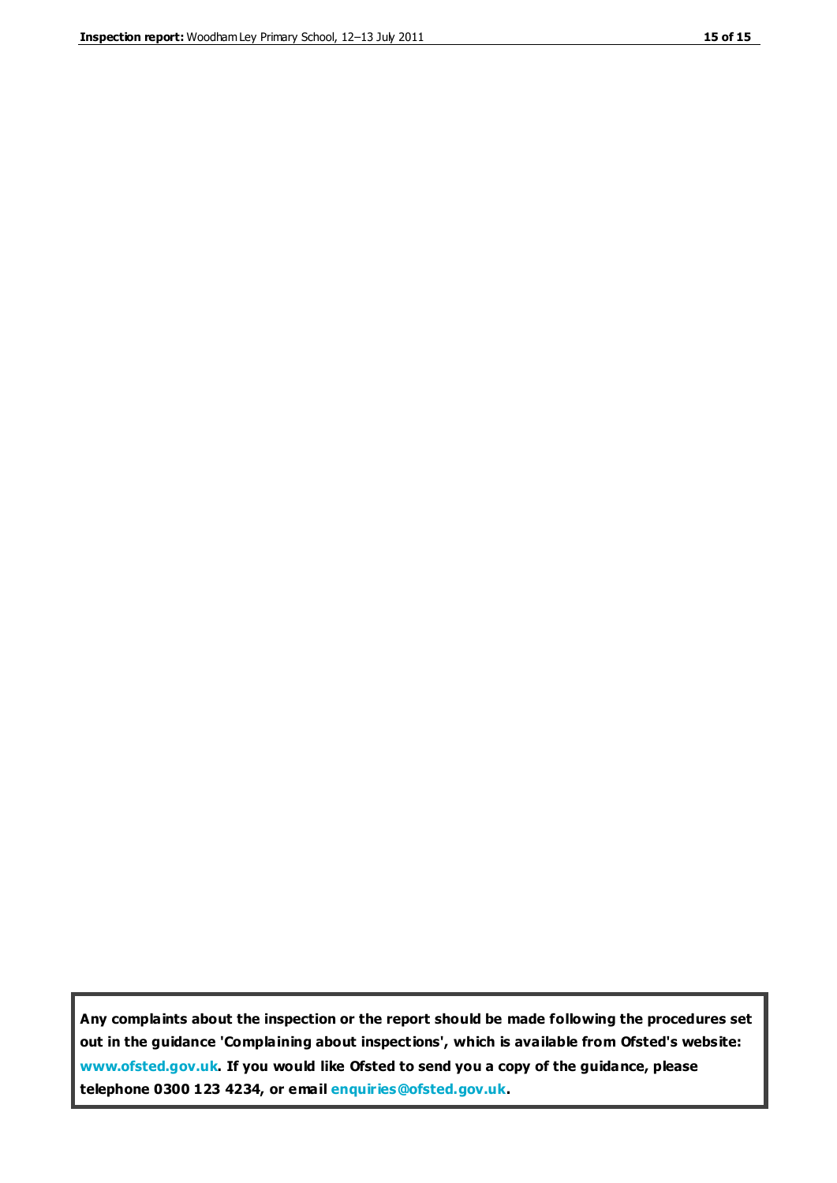**Any complaints about the inspection or the report should be made following the procedures set out in the guidance 'Complaining about inspections', which is available from Ofsted's website: www.ofsted.gov.uk. If you would like Ofsted to send you a copy of the guidance, please telephone 0300 123 4234, or email enquiries@ofsted.gov.uk.**